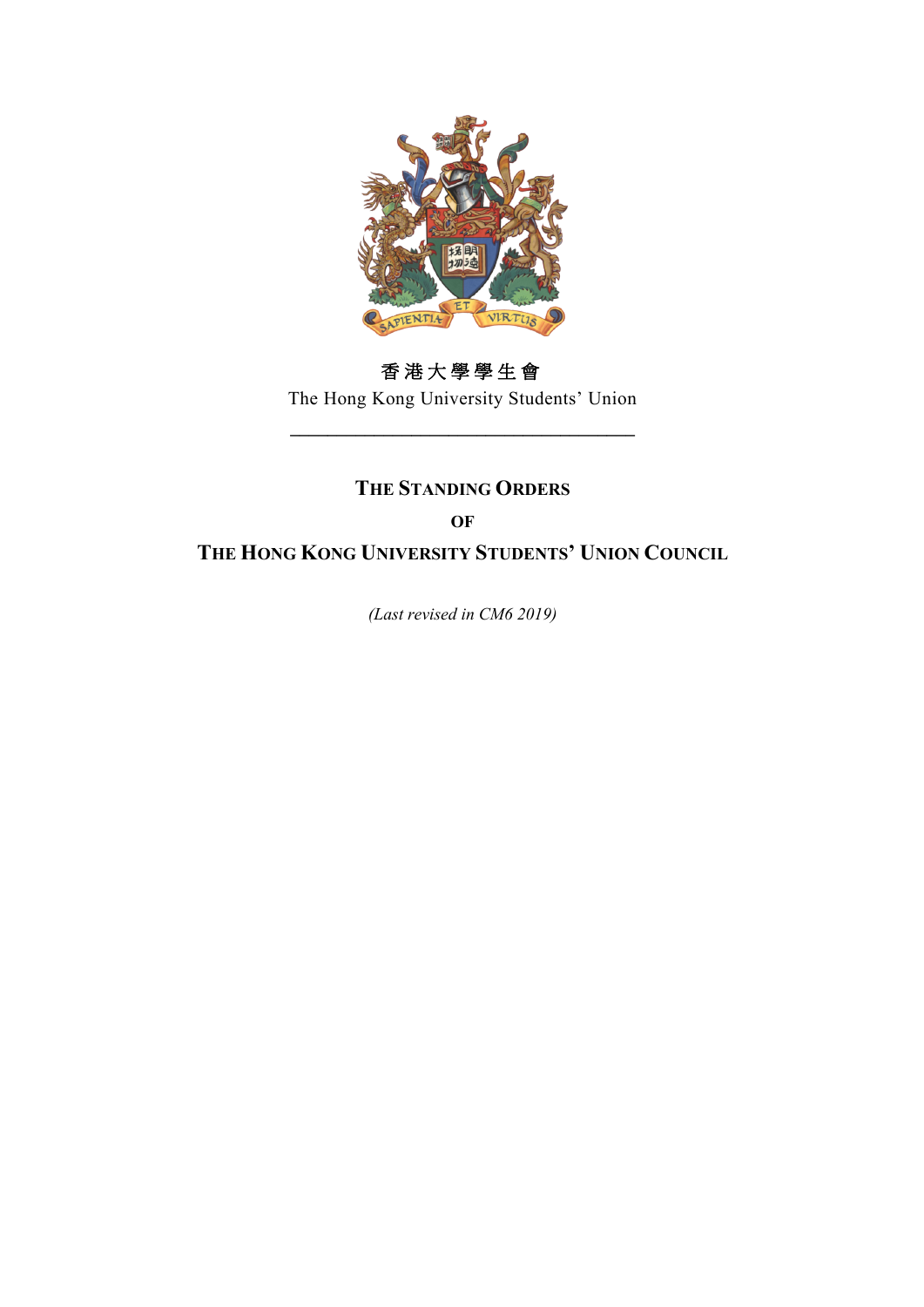香港大學學生會

The Hong Kong University Students' Union

---

# THE STANDING ORDERS OF THE HONG KONG UNIVERSITY STUDENTS' UNION COUNCIL

*(Last revised in CM6 2019)*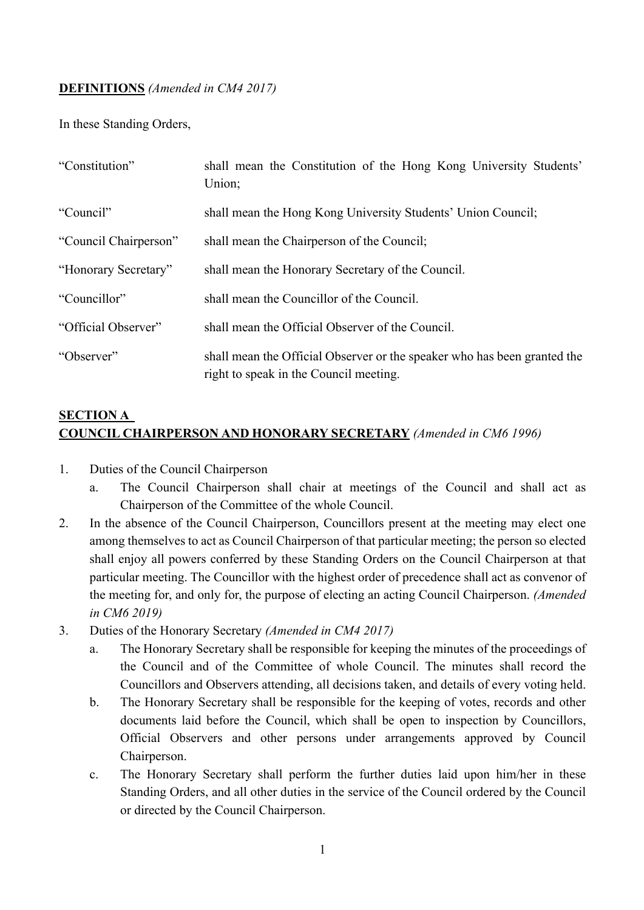**DEFINITIONS** *(Amended in CM4 2017)*

In these Standing Orders,

| | |
|---|---|
| "Constitution" | shall mean the Constitution of the Hong Kong University Students' Union; |
| "Council" | shall mean the Hong Kong University Students' Union Council; |
| "Council Chairperson" | shall mean the Chairperson of the Council; |
| "Honorary Secretary" | shall mean the Honorary Secretary of the Council. |
| "Councillor" | shall mean the Councillor of the Council. |
| "Official Observer" | shall mean the Official Observer of the Council. |
| "Observer" | shall mean the Official Observer or the speaker who has been granted the right to speak in the Council meeting. |

## SECTION A
## COUNCIL CHAIRPERSON AND HONORARY SECRETARY *(Amended in CM6 1996)*

1. Duties of the Council Chairperson
   a. The Council Chairperson shall chair at meetings of the Council and shall act as Chairperson of the Committee of the whole Council.
2. In the absence of the Council Chairperson, Councillors present at the meeting may elect one among themselves to act as Council Chairperson of that particular meeting; the person so elected shall enjoy all powers conferred by these Standing Orders on the Council Chairperson at that particular meeting. The Councillor with the highest order of precedence shall act as convenor of the meeting for, and only for, the purpose of electing an acting Council Chairperson. *(Amended in CM6 2019)*
3. Duties of the Honorary Secretary *(Amended in CM4 2017)*
   a. The Honorary Secretary shall be responsible for keeping the minutes of the proceedings of the Council and of the Committee of whole Council. The minutes shall record the Councillors and Observers attending, all decisions taken, and details of every voting held.
   b. The Honorary Secretary shall be responsible for the keeping of votes, records and other documents laid before the Council, which shall be open to inspection by Councillors, Official Observers and other persons under arrangements approved by Council Chairperson.
   c. The Honorary Secretary shall perform the further duties laid upon him/her in these Standing Orders, and all other duties in the service of the Council ordered by the Council or directed by the Council Chairperson.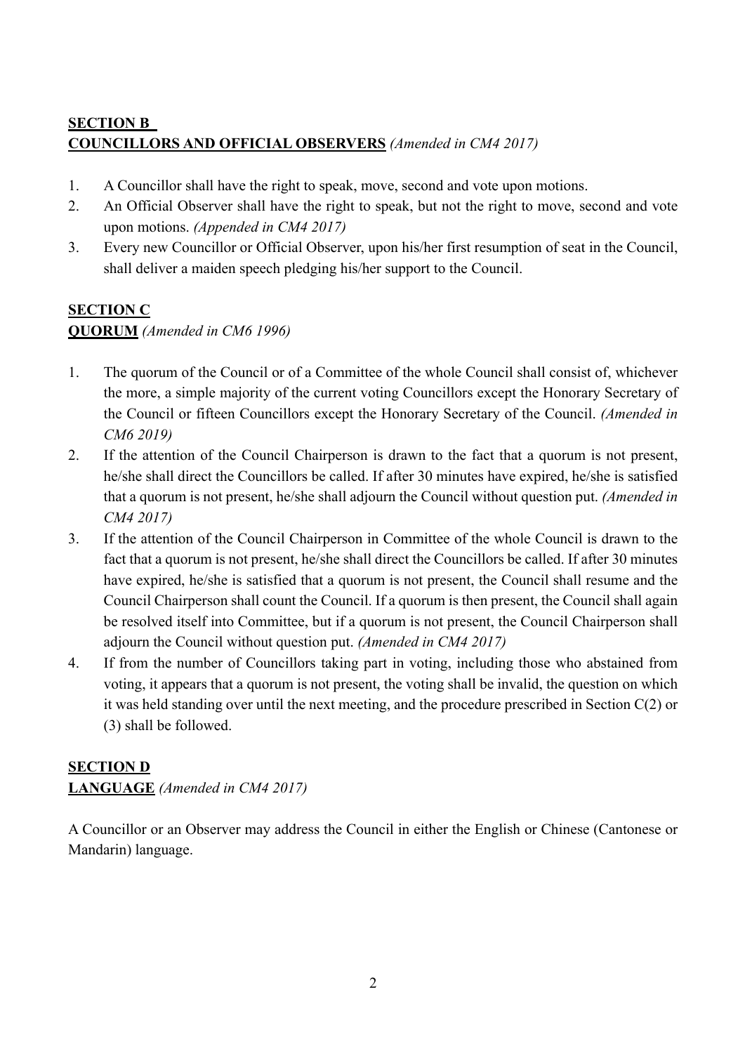## **SECTION B**
## **COUNCILLORS AND OFFICIAL OBSERVERS** *(Amended in CM4 2017)*

1. A Councillor shall have the right to speak, move, second and vote upon motions.
2. An Official Observer shall have the right to speak, but not the right to move, second and vote upon motions. *(Appended in CM4 2017)*
3. Every new Councillor or Official Observer, upon his/her first resumption of seat in the Council, shall deliver a maiden speech pledging his/her support to the Council.

## **SECTION C**
## **QUORUM** *(Amended in CM6 1996)*

1. The quorum of the Council or of a Committee of the whole Council shall consist of, whichever the more, a simple majority of the current voting Councillors except the Honorary Secretary of the Council or fifteen Councillors except the Honorary Secretary of the Council. *(Amended in CM6 2019)*
2. If the attention of the Council Chairperson is drawn to the fact that a quorum is not present, he/she shall direct the Councillors be called. If after 30 minutes have expired, he/she is satisfied that a quorum is not present, he/she shall adjourn the Council without question put. *(Amended in CM4 2017)*
3. If the attention of the Council Chairperson in Committee of the whole Council is drawn to the fact that a quorum is not present, he/she shall direct the Councillors be called. If after 30 minutes have expired, he/she is satisfied that a quorum is not present, the Council shall resume and the Council Chairperson shall count the Council. If a quorum is then present, the Council shall again be resolved itself into Committee, but if a quorum is not present, the Council Chairperson shall adjourn the Council without question put. *(Amended in CM4 2017)*
4. If from the number of Councillors taking part in voting, including those who abstained from voting, it appears that a quorum is not present, the voting shall be invalid, the question on which it was held standing over until the next meeting, and the procedure prescribed in Section C(2) or (3) shall be followed.

## **SECTION D**
## **LANGUAGE** *(Amended in CM4 2017)*

A Councillor or an Observer may address the Council in either the English or Chinese (Cantonese or Mandarin) language.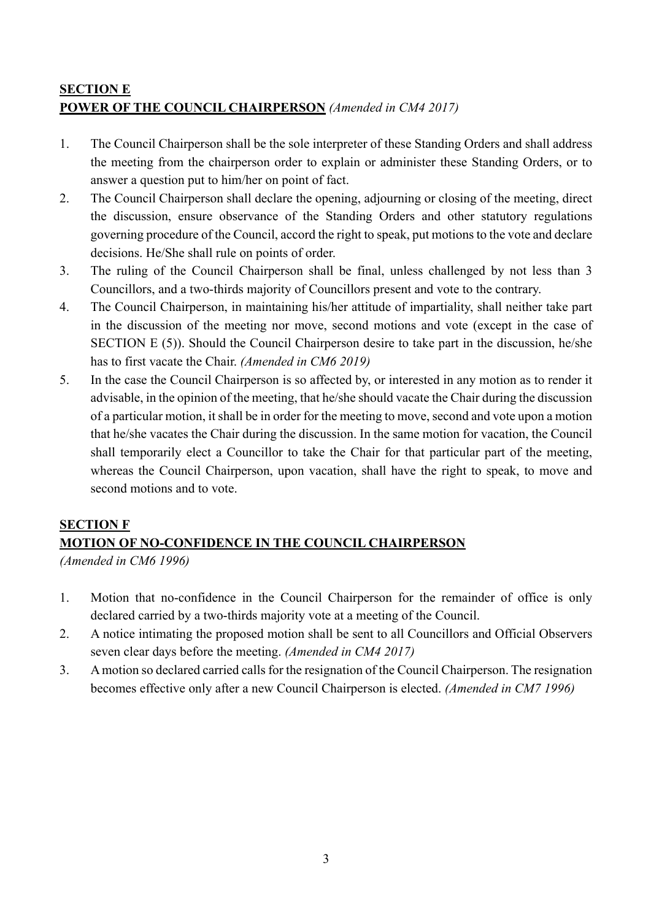## SECTION E
## POWER OF THE COUNCIL CHAIRPERSON *(Amended in CM4 2017)*

1. The Council Chairperson shall be the sole interpreter of these Standing Orders and shall address the meeting from the chairperson order to explain or administer these Standing Orders, or to answer a question put to him/her on point of fact.
2. The Council Chairperson shall declare the opening, adjourning or closing of the meeting, direct the discussion, ensure observance of the Standing Orders and other statutory regulations governing procedure of the Council, accord the right to speak, put motions to the vote and declare decisions. He/She shall rule on points of order.
3. The ruling of the Council Chairperson shall be final, unless challenged by not less than 3 Councillors, and a two-thirds majority of Councillors present and vote to the contrary.
4. The Council Chairperson, in maintaining his/her attitude of impartiality, shall neither take part in the discussion of the meeting nor move, second motions and vote (except in the case of SECTION E (5)). Should the Council Chairperson desire to take part in the discussion, he/she has to first vacate the Chair. *(Amended in CM6 2019)*
5. In the case the Council Chairperson is so affected by, or interested in any motion as to render it advisable, in the opinion of the meeting, that he/she should vacate the Chair during the discussion of a particular motion, it shall be in order for the meeting to move, second and vote upon a motion that he/she vacates the Chair during the discussion. In the same motion for vacation, the Council shall temporarily elect a Councillor to take the Chair for that particular part of the meeting, whereas the Council Chairperson, upon vacation, shall have the right to speak, to move and second motions and to vote.

## SECTION F
## MOTION OF NO-CONFIDENCE IN THE COUNCIL CHAIRPERSON
*(Amended in CM6 1996)*

1. Motion that no-confidence in the Council Chairperson for the remainder of office is only declared carried by a two-thirds majority vote at a meeting of the Council.
2. A notice intimating the proposed motion shall be sent to all Councillors and Official Observers seven clear days before the meeting. *(Amended in CM4 2017)*
3. A motion so declared carried calls for the resignation of the Council Chairperson. The resignation becomes effective only after a new Council Chairperson is elected. *(Amended in CM7 1996)*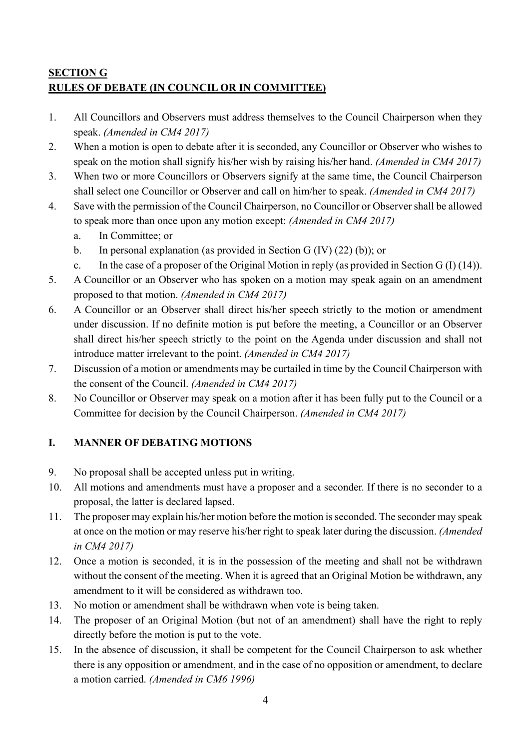## **SECTION G**
## **RULES OF DEBATE (IN COUNCIL OR IN COMMITTEE)**

1. All Councillors and Observers must address themselves to the Council Chairperson when they speak. *(Amended in CM4 2017)*
2. When a motion is open to debate after it is seconded, any Councillor or Observer who wishes to speak on the motion shall signify his/her wish by raising his/her hand. *(Amended in CM4 2017)*
3. When two or more Councillors or Observers signify at the same time, the Council Chairperson shall select one Councillor or Observer and call on him/her to speak. *(Amended in CM4 2017)*
4. Save with the permission of the Council Chairperson, no Councillor or Observer shall be allowed to speak more than once upon any motion except: *(Amended in CM4 2017)*
   a. In Committee; or
   b. In personal explanation (as provided in Section G (IV) (22) (b)); or
   c. In the case of a proposer of the Original Motion in reply (as provided in Section G (I) (14)).
5. A Councillor or an Observer who has spoken on a motion may speak again on an amendment proposed to that motion. *(Amended in CM4 2017)*
6. A Councillor or an Observer shall direct his/her speech strictly to the motion or amendment under discussion. If no definite motion is put before the meeting, a Councillor or an Observer shall direct his/her speech strictly to the point on the Agenda under discussion and shall not introduce matter irrelevant to the point. *(Amended in CM4 2017)*
7. Discussion of a motion or amendments may be curtailed in time by the Council Chairperson with the consent of the Council. *(Amended in CM4 2017)*
8. No Councillor or Observer may speak on a motion after it has been fully put to the Council or a Committee for decision by the Council Chairperson. *(Amended in CM4 2017)*

### **I. MANNER OF DEBATING MOTIONS**

9. No proposal shall be accepted unless put in writing.
10. All motions and amendments must have a proposer and a seconder. If there is no seconder to a proposal, the latter is declared lapsed.
11. The proposer may explain his/her motion before the motion is seconded. The seconder may speak at once on the motion or may reserve his/her right to speak later during the discussion. *(Amended in CM4 2017)*
12. Once a motion is seconded, it is in the possession of the meeting and shall not be withdrawn without the consent of the meeting. When it is agreed that an Original Motion be withdrawn, any amendment to it will be considered as withdrawn too.
13. No motion or amendment shall be withdrawn when vote is being taken.
14. The proposer of an Original Motion (but not of an amendment) shall have the right to reply directly before the motion is put to the vote.
15. In the absence of discussion, it shall be competent for the Council Chairperson to ask whether there is any opposition or amendment, and in the case of no opposition or amendment, to declare a motion carried. *(Amended in CM6 1996)*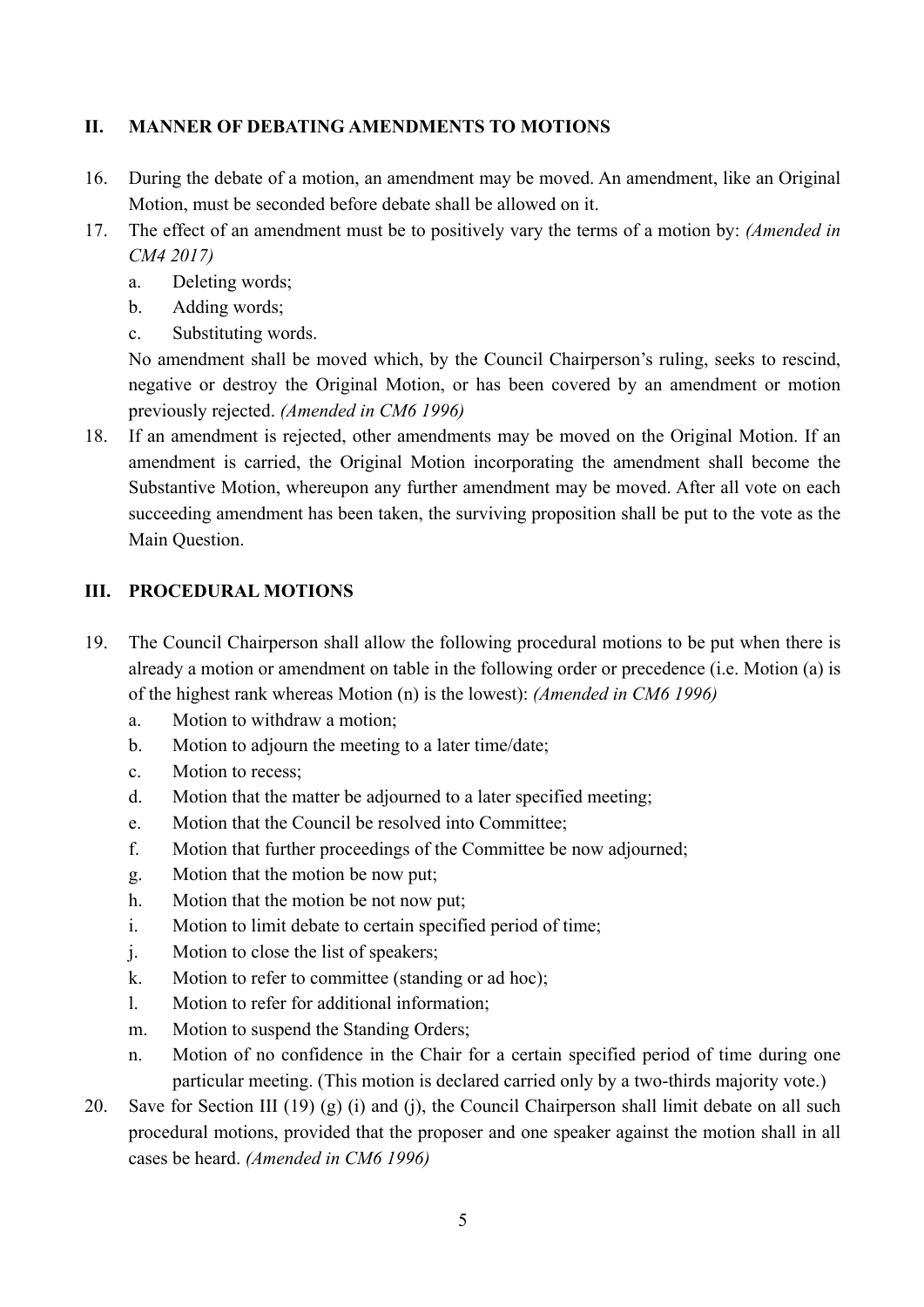## II. MANNER OF DEBATING AMENDMENTS TO MOTIONS

16. During the debate of a motion, an amendment may be moved. An amendment, like an Original Motion, must be seconded before debate shall be allowed on it.
17. The effect of an amendment must be to positively vary the terms of a motion by: *(Amended in CM4 2017)*
    a. Deleting words;
    b. Adding words;
    c. Substituting words.

    No amendment shall be moved which, by the Council Chairperson's ruling, seeks to rescind, negative or destroy the Original Motion, or has been covered by an amendment or motion previously rejected. *(Amended in CM6 1996)*
18. If an amendment is rejected, other amendments may be moved on the Original Motion. If an amendment is carried, the Original Motion incorporating the amendment shall become the Substantive Motion, whereupon any further amendment may be moved. After all vote on each succeeding amendment has been taken, the surviving proposition shall be put to the vote as the Main Question.

## III. PROCEDURAL MOTIONS

19. The Council Chairperson shall allow the following procedural motions to be put when there is already a motion or amendment on table in the following order or precedence (i.e. Motion (a) is of the highest rank whereas Motion (n) is the lowest): *(Amended in CM6 1996)*
    a. Motion to withdraw a motion;
    b. Motion to adjourn the meeting to a later time/date;
    c. Motion to recess;
    d. Motion that the matter be adjourned to a later specified meeting;
    e. Motion that the Council be resolved into Committee;
    f. Motion that further proceedings of the Committee be now adjourned;
    g. Motion that the motion be now put;
    h. Motion that the motion be not now put;
    i. Motion to limit debate to certain specified period of time;
    j. Motion to close the list of speakers;
    k. Motion to refer to committee (standing or ad hoc);
    l. Motion to refer for additional information;
    m. Motion to suspend the Standing Orders;
    n. Motion of no confidence in the Chair for a certain specified period of time during one particular meeting. (This motion is declared carried only by a two-thirds majority vote.)
20. Save for Section III (19) (g) (i) and (j), the Council Chairperson shall limit debate on all such procedural motions, provided that the proposer and one speaker against the motion shall in all cases be heard. *(Amended in CM6 1996)*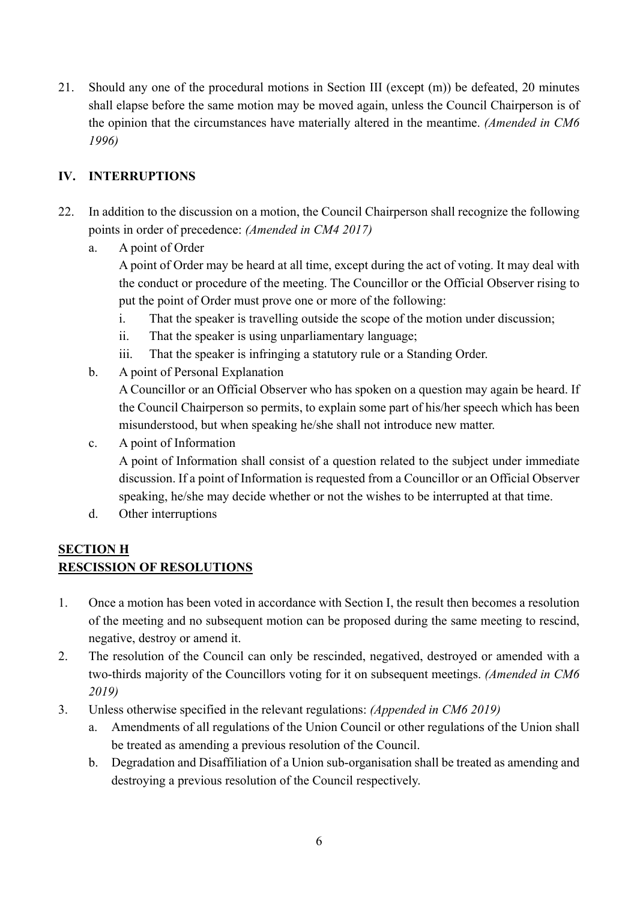21. Should any one of the procedural motions in Section III (except (m)) be defeated, 20 minutes shall elapse before the same motion may be moved again, unless the Council Chairperson is of the opinion that the circumstances have materially altered in the meantime. *(Amended in CM6 1996)*

### IV. INTERRUPTIONS

22. In addition to the discussion on a motion, the Council Chairperson shall recognize the following points in order of precedence: *(Amended in CM4 2017)*
    a. A point of Order
       A point of Order may be heard at all time, except during the act of voting. It may deal with the conduct or procedure of the meeting. The Councillor or the Official Observer rising to put the point of Order must prove one or more of the following:
       i. That the speaker is travelling outside the scope of the motion under discussion;
       ii. That the speaker is using unparliamentary language;
       iii. That the speaker is infringing a statutory rule or a Standing Order.
    b. A point of Personal Explanation
       A Councillor or an Official Observer who has spoken on a question may again be heard. If the Council Chairperson so permits, to explain some part of his/her speech which has been misunderstood, but when speaking he/she shall not introduce new matter.
    c. A point of Information
       A point of Information shall consist of a question related to the subject under immediate discussion. If a point of Information is requested from a Councillor or an Official Observer speaking, he/she may decide whether or not the wishes to be interrupted at that time.
    d. Other interruptions

## <u>SECTION H</u>
## <u>RESCISSION OF RESOLUTIONS</u>

1. Once a motion has been voted in accordance with Section I, the result then becomes a resolution of the meeting and no subsequent motion can be proposed during the same meeting to rescind, negative, destroy or amend it.
2. The resolution of the Council can only be rescinded, negatived, destroyed or amended with a two-thirds majority of the Councillors voting for it on subsequent meetings. *(Amended in CM6 2019)*
3. Unless otherwise specified in the relevant regulations: *(Appended in CM6 2019)*
    a. Amendments of all regulations of the Union Council or other regulations of the Union shall be treated as amending a previous resolution of the Council.
    b. Degradation and Disaffiliation of a Union sub-organisation shall be treated as amending and destroying a previous resolution of the Council respectively.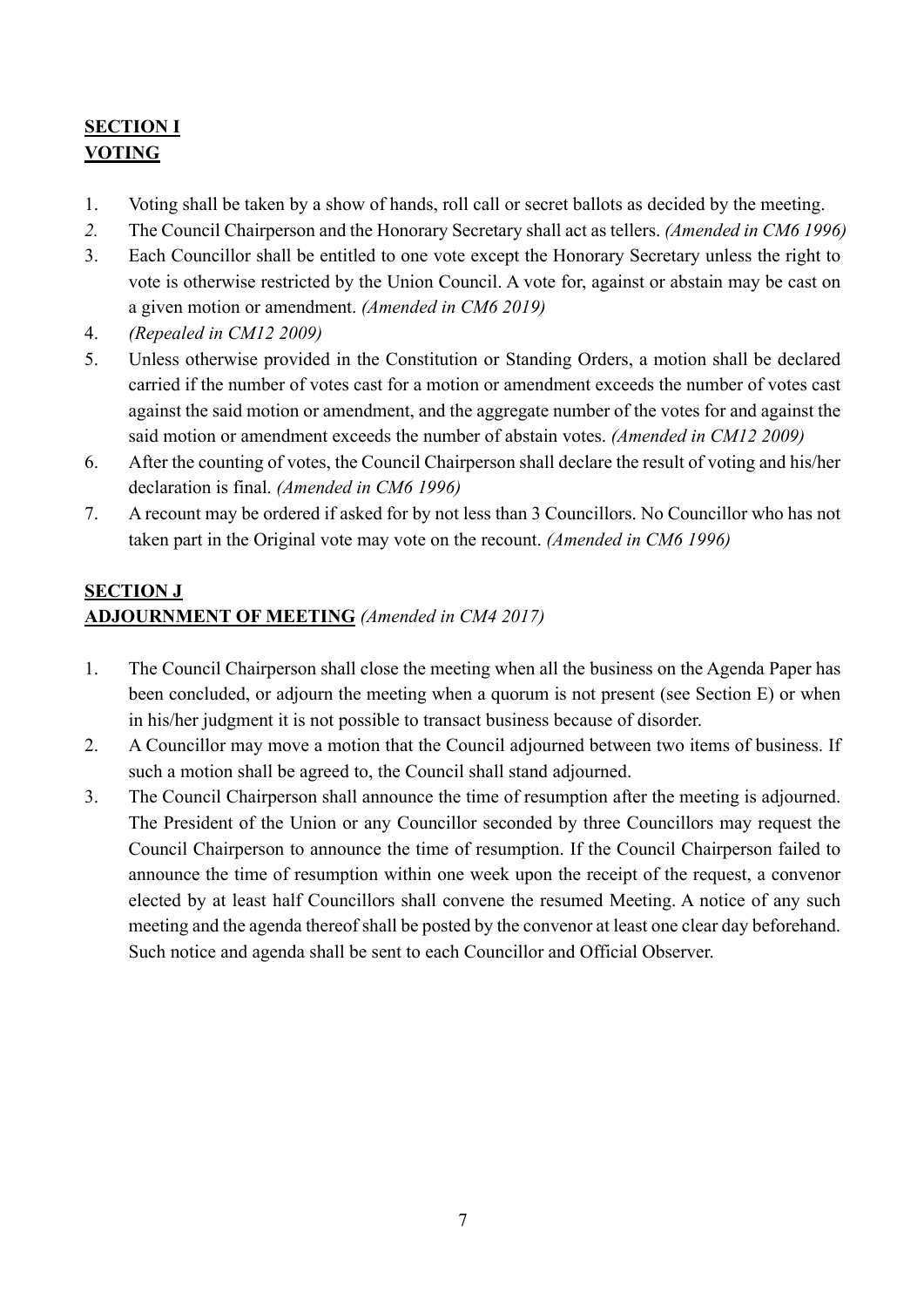## **SECTION I**
## **VOTING**

1. Voting shall be taken by a show of hands, roll call or secret ballots as decided by the meeting.
2. The Council Chairperson and the Honorary Secretary shall act as tellers. *(Amended in CM6 1996)*
3. Each Councillor shall be entitled to one vote except the Honorary Secretary unless the right to vote is otherwise restricted by the Union Council. A vote for, against or abstain may be cast on a given motion or amendment. *(Amended in CM6 2019)*
4. *(Repealed in CM12 2009)*
5. Unless otherwise provided in the Constitution or Standing Orders, a motion shall be declared carried if the number of votes cast for a motion or amendment exceeds the number of votes cast against the said motion or amendment, and the aggregate number of the votes for and against the said motion or amendment exceeds the number of abstain votes. *(Amended in CM12 2009)*
6. After the counting of votes, the Council Chairperson shall declare the result of voting and his/her declaration is final. *(Amended in CM6 1996)*
7. A recount may be ordered if asked for by not less than 3 Councillors. No Councillor who has not taken part in the Original vote may vote on the recount. *(Amended in CM6 1996)*

## **SECTION J**
## **ADJOURNMENT OF MEETING** *(Amended in CM4 2017)*

1. The Council Chairperson shall close the meeting when all the business on the Agenda Paper has been concluded, or adjourn the meeting when a quorum is not present (see Section E) or when in his/her judgment it is not possible to transact business because of disorder.
2. A Councillor may move a motion that the Council adjourned between two items of business. If such a motion shall be agreed to, the Council shall stand adjourned.
3. The Council Chairperson shall announce the time of resumption after the meeting is adjourned. The President of the Union or any Councillor seconded by three Councillors may request the Council Chairperson to announce the time of resumption. If the Council Chairperson failed to announce the time of resumption within one week upon the receipt of the request, a convenor elected by at least half Councillors shall convene the resumed Meeting. A notice of any such meeting and the agenda thereof shall be posted by the convenor at least one clear day beforehand. Such notice and agenda shall be sent to each Councillor and Official Observer.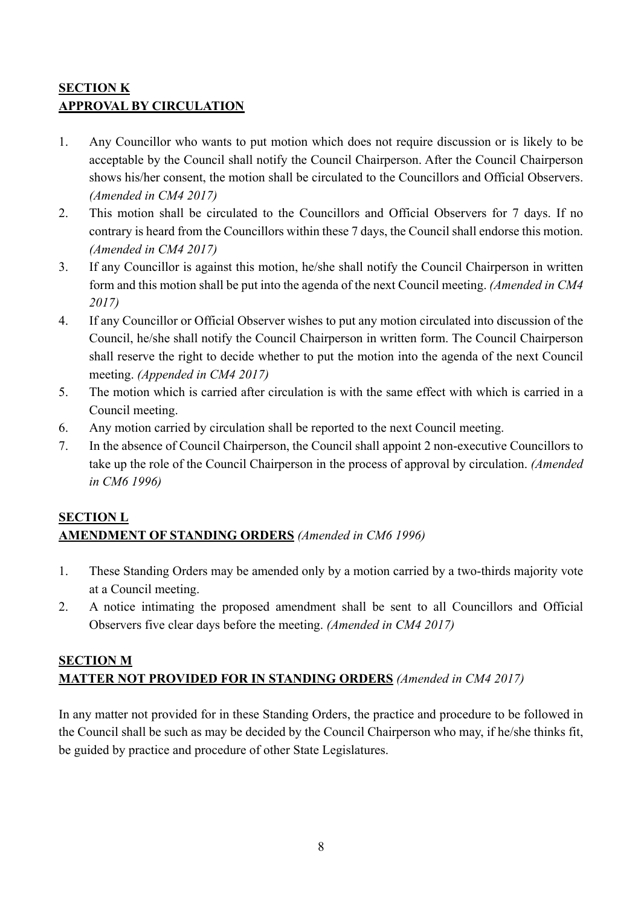## **SECTION K**
## **APPROVAL BY CIRCULATION**

1. Any Councillor who wants to put motion which does not require discussion or is likely to be acceptable by the Council shall notify the Council Chairperson. After the Council Chairperson shows his/her consent, the motion shall be circulated to the Councillors and Official Observers. *(Amended in CM4 2017)*
2. This motion shall be circulated to the Councillors and Official Observers for 7 days. If no contrary is heard from the Councillors within these 7 days, the Council shall endorse this motion. *(Amended in CM4 2017)*
3. If any Councillor is against this motion, he/she shall notify the Council Chairperson in written form and this motion shall be put into the agenda of the next Council meeting. *(Amended in CM4 2017)*
4. If any Councillor or Official Observer wishes to put any motion circulated into discussion of the Council, he/she shall notify the Council Chairperson in written form. The Council Chairperson shall reserve the right to decide whether to put the motion into the agenda of the next Council meeting. *(Appended in CM4 2017)*
5. The motion which is carried after circulation is with the same effect with which is carried in a Council meeting.
6. Any motion carried by circulation shall be reported to the next Council meeting.
7. In the absence of Council Chairperson, the Council shall appoint 2 non-executive Councillors to take up the role of the Council Chairperson in the process of approval by circulation. *(Amended in CM6 1996)*

## **SECTION L**
## **AMENDMENT OF STANDING ORDERS** *(Amended in CM6 1996)*

1. These Standing Orders may be amended only by a motion carried by a two-thirds majority vote at a Council meeting.
2. A notice intimating the proposed amendment shall be sent to all Councillors and Official Observers five clear days before the meeting. *(Amended in CM4 2017)*

## **SECTION M**
## **MATTER NOT PROVIDED FOR IN STANDING ORDERS** *(Amended in CM4 2017)*

In any matter not provided for in these Standing Orders, the practice and procedure to be followed in the Council shall be such as may be decided by the Council Chairperson who may, if he/she thinks fit, be guided by practice and procedure of other State Legislatures.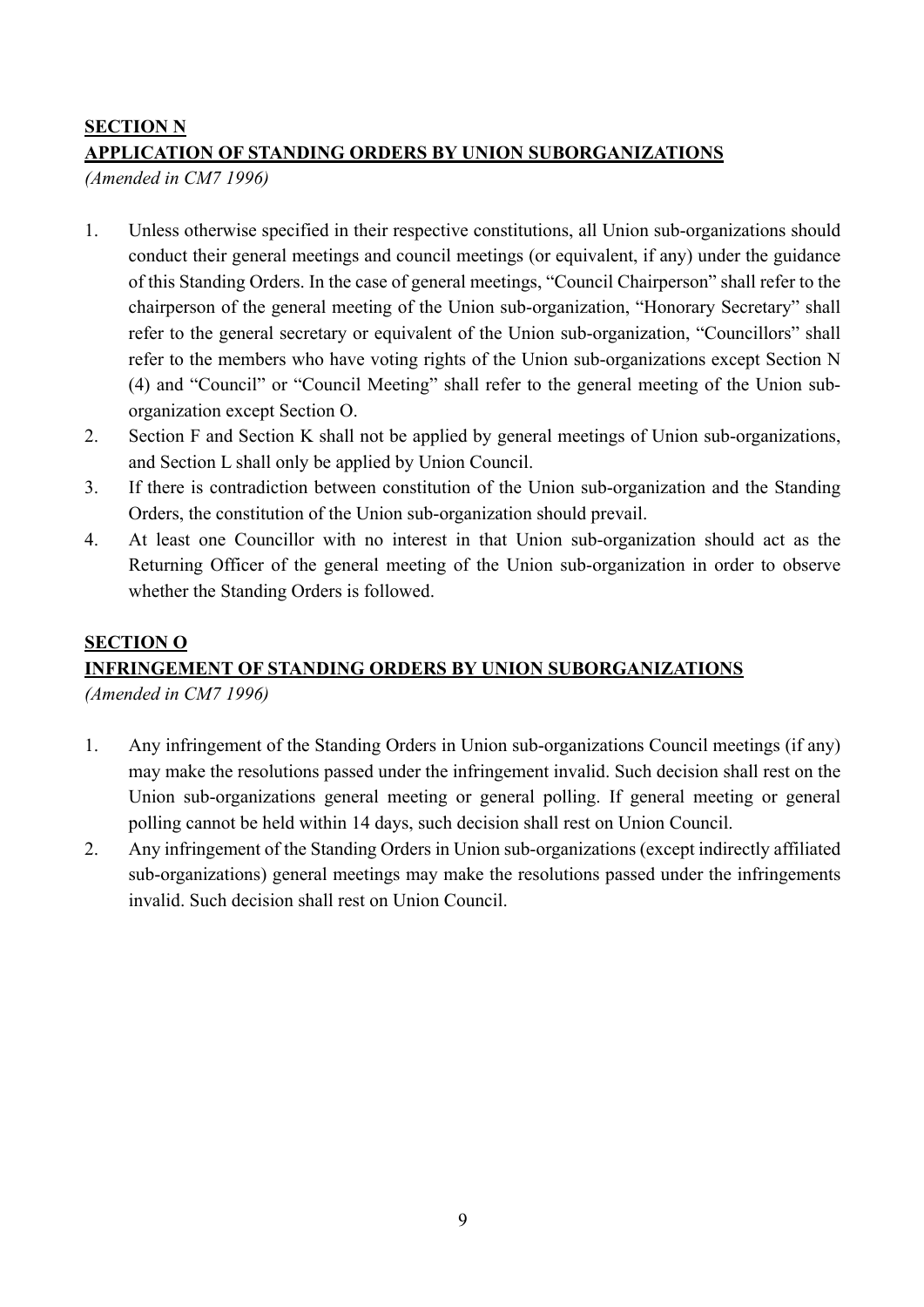## SECTION N
## APPLICATION OF STANDING ORDERS BY UNION SUBORGANIZATIONS

*(Amended in CM7 1996)*

1. Unless otherwise specified in their respective constitutions, all Union sub-organizations should conduct their general meetings and council meetings (or equivalent, if any) under the guidance of this Standing Orders. In the case of general meetings, "Council Chairperson" shall refer to the chairperson of the general meeting of the Union sub-organization, "Honorary Secretary" shall refer to the general secretary or equivalent of the Union sub-organization, "Councillors" shall refer to the members who have voting rights of the Union sub-organizations except Section N (4) and "Council" or "Council Meeting" shall refer to the general meeting of the Union sub-organization except Section O.
2. Section F and Section K shall not be applied by general meetings of Union sub-organizations, and Section L shall only be applied by Union Council.
3. If there is contradiction between constitution of the Union sub-organization and the Standing Orders, the constitution of the Union sub-organization should prevail.
4. At least one Councillor with no interest in that Union sub-organization should act as the Returning Officer of the general meeting of the Union sub-organization in order to observe whether the Standing Orders is followed.

## SECTION O
## INFRINGEMENT OF STANDING ORDERS BY UNION SUBORGANIZATIONS

*(Amended in CM7 1996)*

1. Any infringement of the Standing Orders in Union sub-organizations Council meetings (if any) may make the resolutions passed under the infringement invalid. Such decision shall rest on the Union sub-organizations general meeting or general polling. If general meeting or general polling cannot be held within 14 days, such decision shall rest on Union Council.
2. Any infringement of the Standing Orders in Union sub-organizations (except indirectly affiliated sub-organizations) general meetings may make the resolutions passed under the infringements invalid. Such decision shall rest on Union Council.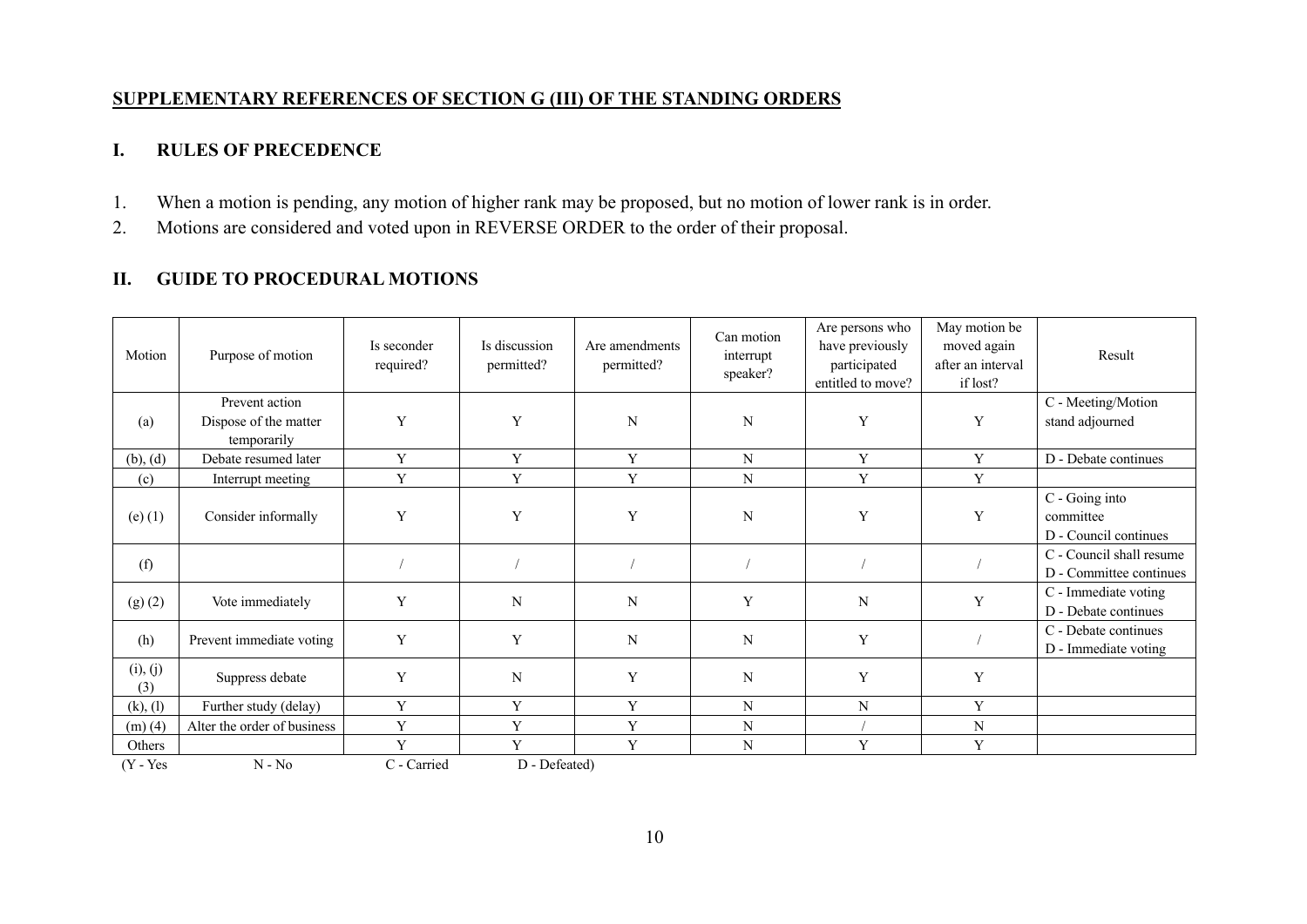**SUPPLEMENTARY REFERENCES OF SECTION G (III) OF THE STANDING ORDERS**

## I. RULES OF PRECEDENCE

1. When a motion is pending, any motion of higher rank may be proposed, but no motion of lower rank is in order.
2. Motions are considered and voted upon in REVERSE ORDER to the order of their proposal.

## II. GUIDE TO PROCEDURAL MOTIONS

| Motion | Purpose of motion | Is seconder required? | Is discussion permitted? | Are amendments permitted? | Can motion interrupt speaker? | Are persons who have previously participated entitled to move? | May motion be moved again after an interval if lost? | Result |
|---|---|---|---|---|---|---|---|---|
| (a) | Prevent action Dispose of the matter temporarily | Y | Y | N | N | Y | Y | C - Meeting/Motion stand adjourned |
| (b), (d) | Debate resumed later | Y | Y | Y | N | Y | Y | D - Debate continues |
| (c) | Interrupt meeting | Y | Y | Y | N | Y | Y | |
| (e) (1) | Consider informally | Y | Y | Y | N | Y | Y | C - Going into committee D - Council continues |
| (f) | | / | / | / | / | / | / | C - Council shall resume D - Committee continues |
| (g) (2) | Vote immediately | Y | N | N | Y | N | Y | C - Immediate voting D - Debate continues |
| (h) | Prevent immediate voting | Y | Y | N | N | Y | / | C - Debate continues D - Immediate voting |
| (i), (j) (3) | Suppress debate | Y | N | Y | N | Y | Y | |
| (k), (l) | Further study (delay) | Y | Y | Y | N | N | Y | |
| (m) (4) | Alter the order of business | Y | Y | Y | N | / | N | |
| Others | | Y | Y | Y | N | Y | Y | |

(Y - Yes N - No C - Carried D - Defeated)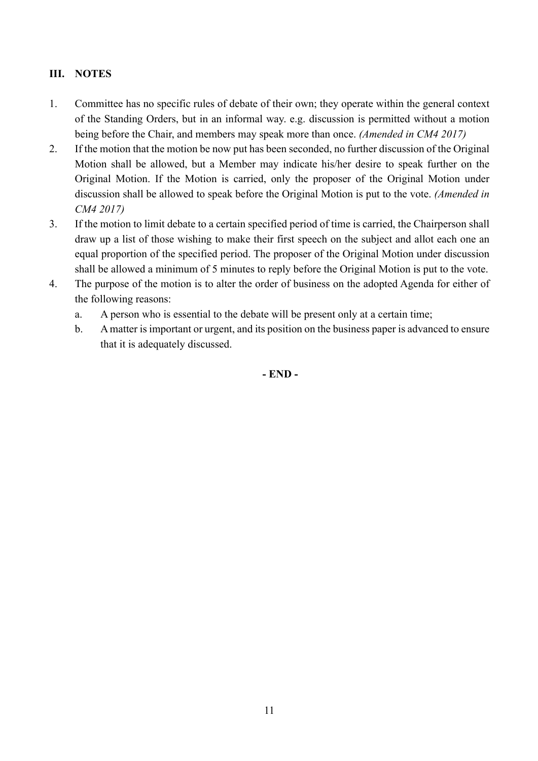## III. NOTES

1. Committee has no specific rules of debate of their own; they operate within the general context of the Standing Orders, but in an informal way. e.g. discussion is permitted without a motion being before the Chair, and members may speak more than once. *(Amended in CM4 2017)*
2. If the motion that the motion be now put has been seconded, no further discussion of the Original Motion shall be allowed, but a Member may indicate his/her desire to speak further on the Original Motion. If the Motion is carried, only the proposer of the Original Motion under discussion shall be allowed to speak before the Original Motion is put to the vote. *(Amended in CM4 2017)*
3. If the motion to limit debate to a certain specified period of time is carried, the Chairperson shall draw up a list of those wishing to make their first speech on the subject and allot each one an equal proportion of the specified period. The proposer of the Original Motion under discussion shall be allowed a minimum of 5 minutes to reply before the Original Motion is put to the vote.
4. The purpose of the motion is to alter the order of business on the adopted Agenda for either of the following reasons:
   a. A person who is essential to the debate will be present only at a certain time;
   b. A matter is important or urgent, and its position on the business paper is advanced to ensure that it is adequately discussed.

**- END -**